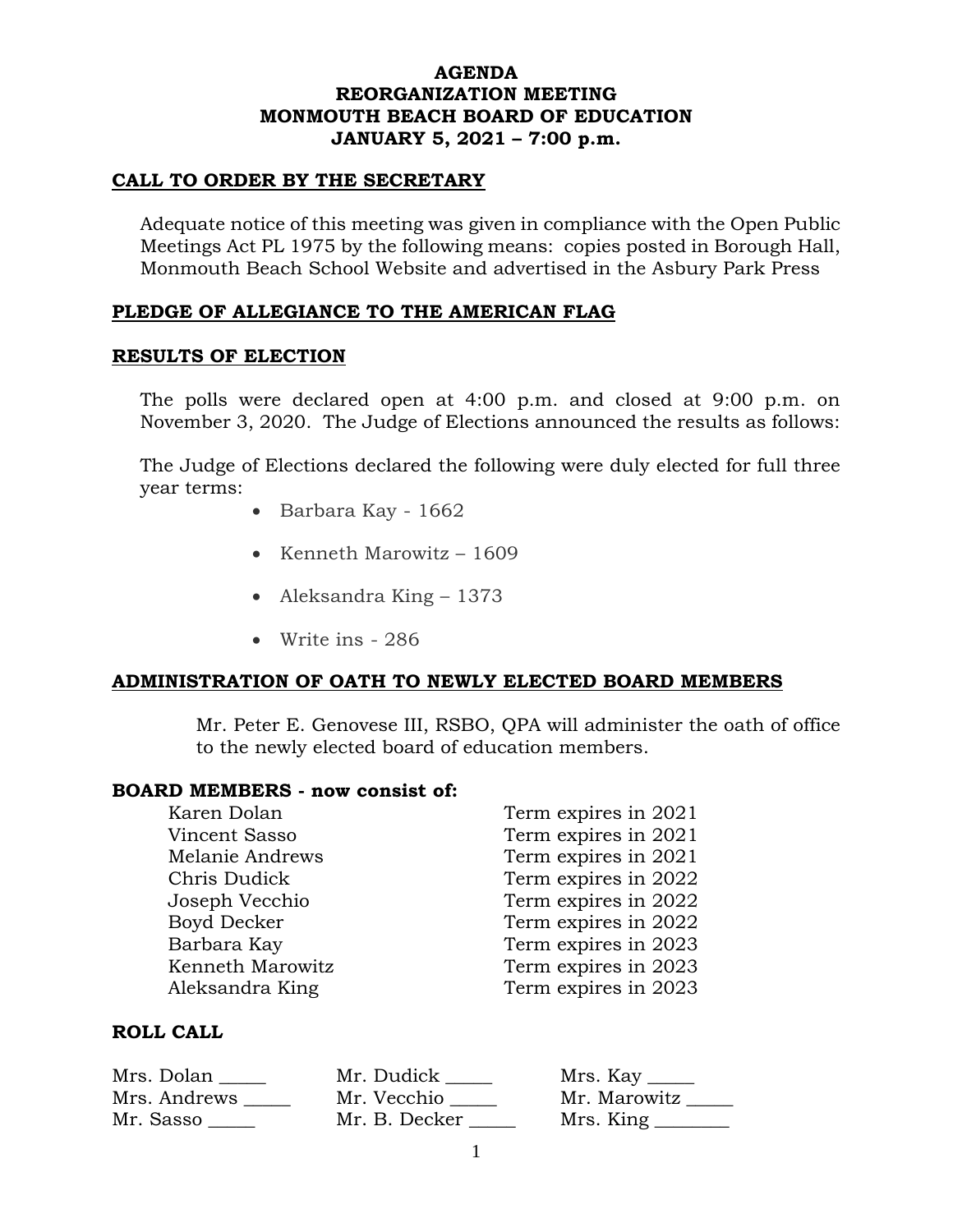# AGENDA
# REORGANIZATION MEETING
# MONMOUTH BEACH BOARD OF EDUCATION
# JANUARY 5, 2021 – 7:00 p.m.

## CALL TO ORDER BY THE SECRETARY

Adequate notice of this meeting was given in compliance with the Open Public Meetings Act PL 1975 by the following means: copies posted in Borough Hall, Monmouth Beach School Website and advertised in the Asbury Park Press

## PLEDGE OF ALLEGIANCE TO THE AMERICAN FLAG

## RESULTS OF ELECTION

The polls were declared open at 4:00 p.m. and closed at 9:00 p.m. on November 3, 2020. The Judge of Elections announced the results as follows:

The Judge of Elections declared the following were duly elected for full three year terms:

- Barbara Kay - 1662
- Kenneth Marowitz – 1609
- Aleksandra King – 1373
- Write ins - 286

## ADMINISTRATION OF OATH TO NEWLY ELECTED BOARD MEMBERS

Mr. Peter E. Genovese III, RSBO, QPA will administer the oath of office to the newly elected board of education members.

**BOARD MEMBERS - now consist of:**

| Member | Term |
|---|---|
| Karen Dolan | Term expires in 2021 |
| Vincent Sasso | Term expires in 2021 |
| Melanie Andrews | Term expires in 2021 |
| Chris Dudick | Term expires in 2022 |
| Joseph Vecchio | Term expires in 2022 |
| Boyd Decker | Term expires in 2022 |
| Barbara Kay | Term expires in 2023 |
| Kenneth Marowitz | Term expires in 2023 |
| Aleksandra King | Term expires in 2023 |

**ROLL CALL**

| | | |
|---|---|---|
| Mrs. Dolan _____ | Mr. Dudick _____ | Mrs. Kay _____ |
| Mrs. Andrews _____ | Mr. Vecchio _____ | Mr. Marowitz _____ |
| Mr. Sasso _____ | Mr. B. Decker _____ | Mrs. King ________ |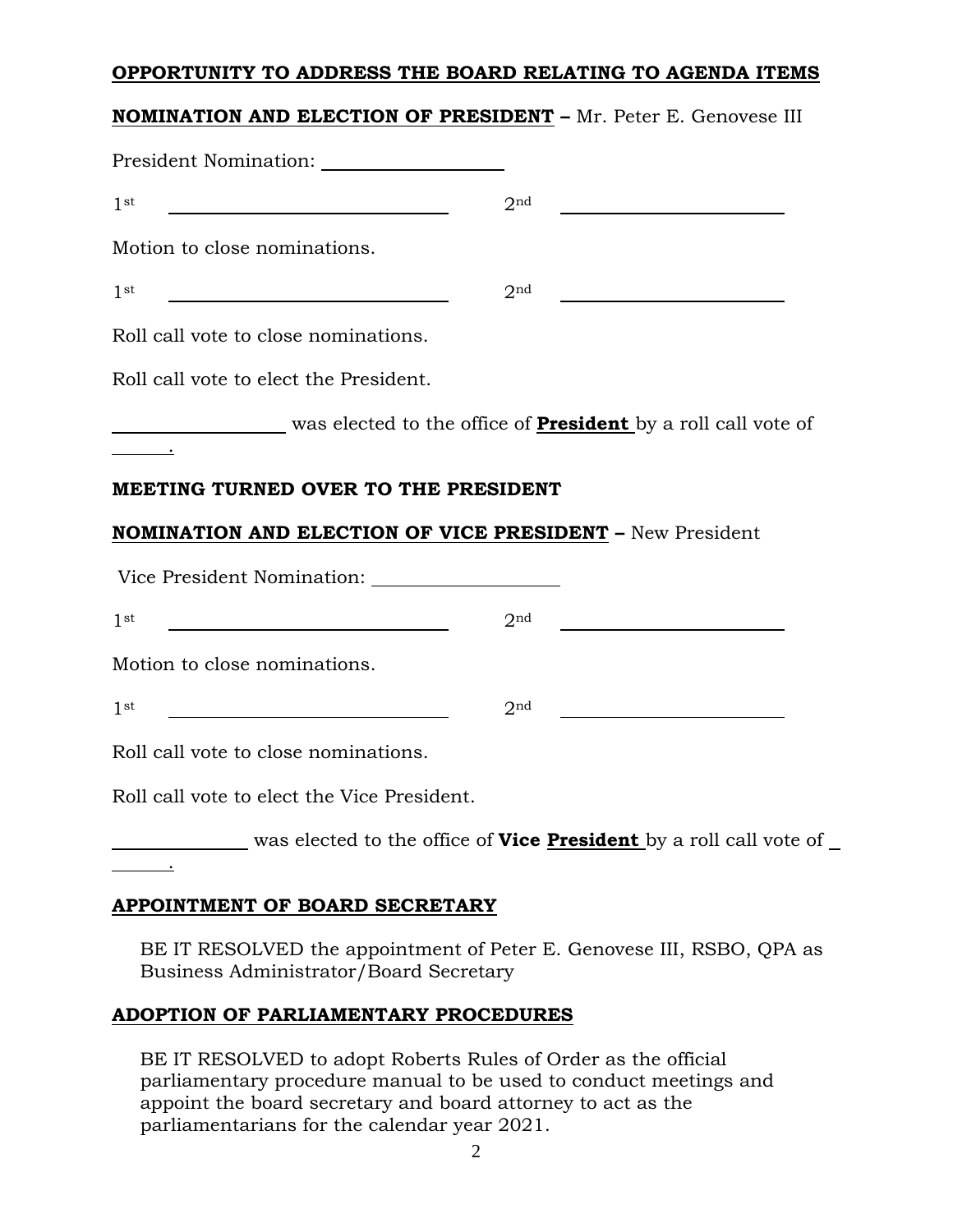**OPPORTUNITY TO ADDRESS THE BOARD RELATING TO AGENDA ITEMS**

**NOMINATION AND ELECTION OF PRESIDENT –** Mr. Peter E. Genovese III

President Nomination: ___________________

1st _____________________________ 2nd _______________________

Motion to close nominations.

1st _____________________________ 2nd _______________________

Roll call vote to close nominations.

Roll call vote to elect the President.

__________________ was elected to the office of **President** by a roll call vote of ______.

**MEETING TURNED OVER TO THE PRESIDENT**

**NOMINATION AND ELECTION OF VICE PRESIDENT –** New President

Vice President Nomination: ___________________

1st _____________________________ 2nd _______________________

Motion to close nominations.

1st _____________________________ 2nd _______________________

Roll call vote to close nominations.

Roll call vote to elect the Vice President.

______________ was elected to the office of **Vice President** by a roll call vote of ______.

**APPOINTMENT OF BOARD SECRETARY**

BE IT RESOLVED the appointment of Peter E. Genovese III, RSBO, QPA as Business Administrator/Board Secretary

**ADOPTION OF PARLIAMENTARY PROCEDURES**

BE IT RESOLVED to adopt Roberts Rules of Order as the official parliamentary procedure manual to be used to conduct meetings and appoint the board secretary and board attorney to act as the parliamentarians for the calendar year 2021.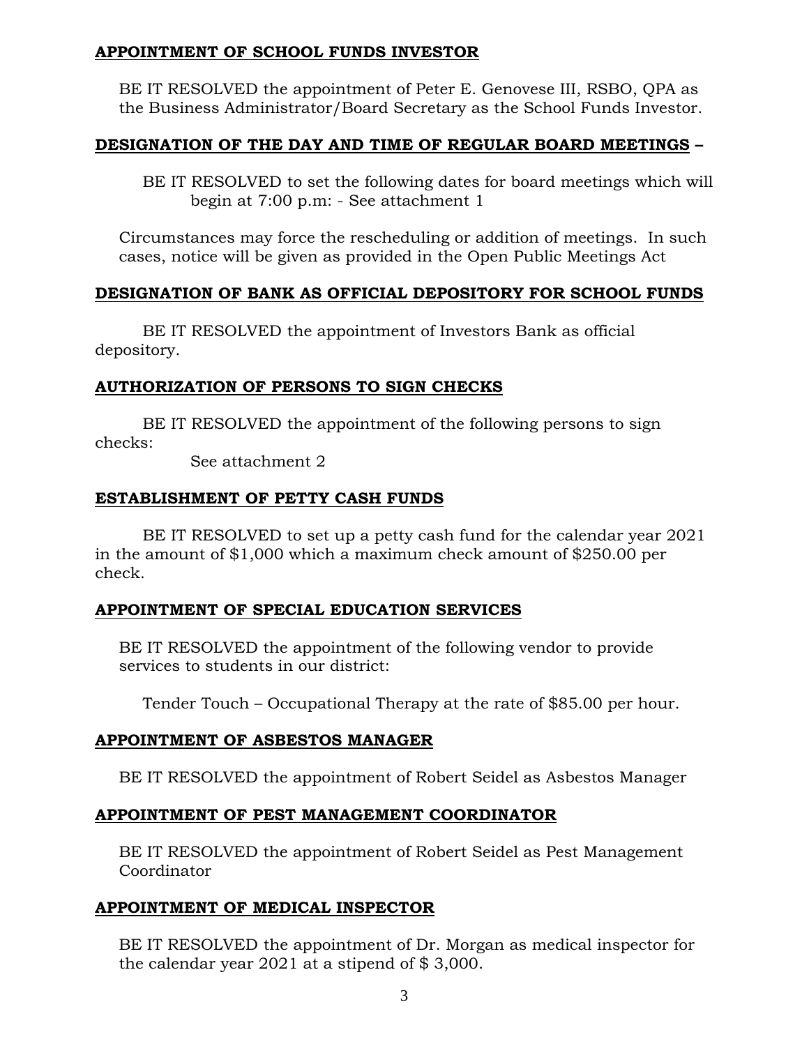**APPOINTMENT OF SCHOOL FUNDS INVESTOR**

BE IT RESOLVED the appointment of Peter E. Genovese III, RSBO, QPA as the Business Administrator/Board Secretary as the School Funds Investor.

**DESIGNATION OF THE DAY AND TIME OF REGULAR BOARD MEETINGS –**

BE IT RESOLVED to set the following dates for board meetings which will begin at 7:00 p.m: - See attachment 1

Circumstances may force the rescheduling or addition of meetings. In such cases, notice will be given as provided in the Open Public Meetings Act

**DESIGNATION OF BANK AS OFFICIAL DEPOSITORY FOR SCHOOL FUNDS**

BE IT RESOLVED the appointment of Investors Bank as official depository.

**AUTHORIZATION OF PERSONS TO SIGN CHECKS**

BE IT RESOLVED the appointment of the following persons to sign checks:

See attachment 2

**ESTABLISHMENT OF PETTY CASH FUNDS**

BE IT RESOLVED to set up a petty cash fund for the calendar year 2021 in the amount of $1,000 which a maximum check amount of $250.00 per check.

**APPOINTMENT OF SPECIAL EDUCATION SERVICES**

BE IT RESOLVED the appointment of the following vendor to provide services to students in our district:

Tender Touch – Occupational Therapy at the rate of $85.00 per hour.

**APPOINTMENT OF ASBESTOS MANAGER**

BE IT RESOLVED the appointment of Robert Seidel as Asbestos Manager

**APPOINTMENT OF PEST MANAGEMENT COORDINATOR**

BE IT RESOLVED the appointment of Robert Seidel as Pest Management Coordinator

**APPOINTMENT OF MEDICAL INSPECTOR**

BE IT RESOLVED the appointment of Dr. Morgan as medical inspector for the calendar year 2021 at a stipend of $ 3,000.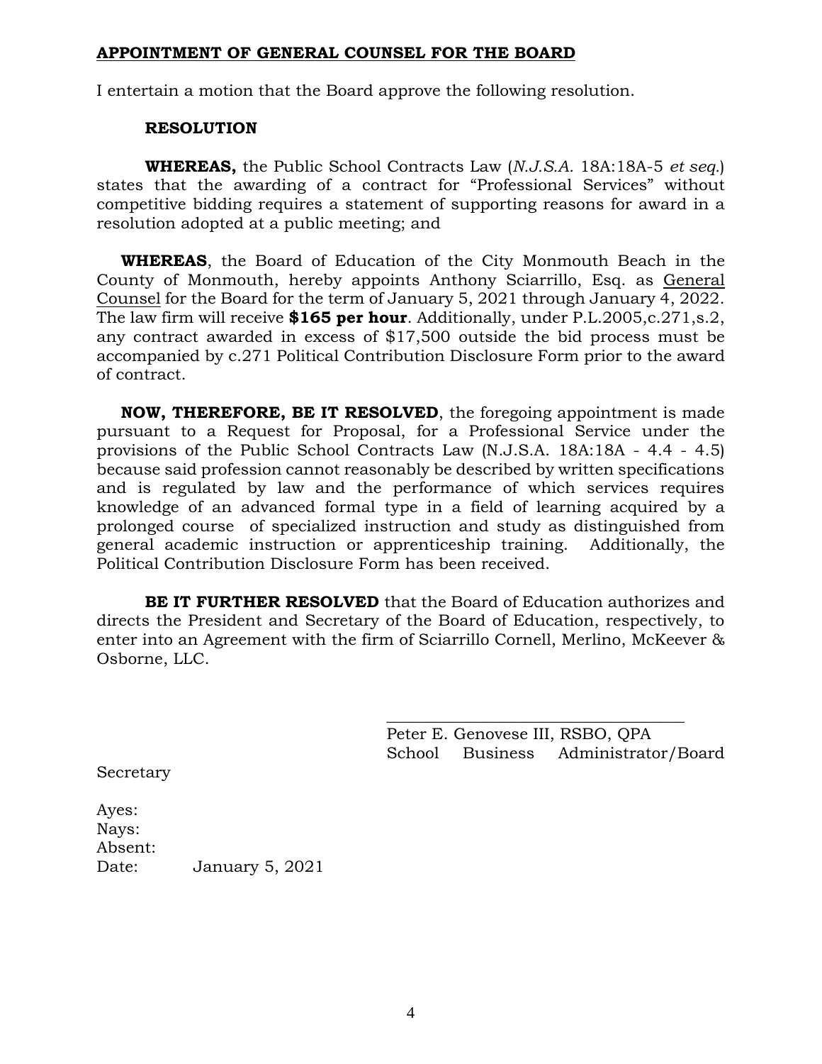## APPOINTMENT OF GENERAL COUNSEL FOR THE BOARD

I entertain a motion that the Board approve the following resolution.

**RESOLUTION**

**WHEREAS,** the Public School Contracts Law (*N.J.S.A.* 18A:18A-5 *et seq.*) states that the awarding of a contract for "Professional Services" without competitive bidding requires a statement of supporting reasons for award in a resolution adopted at a public meeting; and

**WHEREAS**, the Board of Education of the City Monmouth Beach in the County of Monmouth, hereby appoints Anthony Sciarrillo, Esq. as General Counsel for the Board for the term of January 5, 2021 through January 4, 2022. The law firm will receive **$165 per hour**. Additionally, under P.L.2005,c.271,s.2, any contract awarded in excess of $17,500 outside the bid process must be accompanied by c.271 Political Contribution Disclosure Form prior to the award of contract.

**NOW, THEREFORE, BE IT RESOLVED**, the foregoing appointment is made pursuant to a Request for Proposal, for a Professional Service under the provisions of the Public School Contracts Law (N.J.S.A. 18A:18A - 4.4 - 4.5) because said profession cannot reasonably be described by written specifications and is regulated by law and the performance of which services requires knowledge of an advanced formal type in a field of learning acquired by a prolonged course of specialized instruction and study as distinguished from general academic instruction or apprenticeship training. Additionally, the Political Contribution Disclosure Form has been received.

**BE IT FURTHER RESOLVED** that the Board of Education authorizes and directs the President and Secretary of the Board of Education, respectively, to enter into an Agreement with the firm of Sciarrillo Cornell, Merlino, McKeever & Osborne, LLC.

\_\_\_\_\_\_\_\_\_\_\_\_\_\_\_\_\_\_\_\_\_\_\_\_\_\_\_\_\_\_\_\_\_\_\_\_
Peter E. Genovese III, RSBO, QPA
School Business Administrator/Board Secretary

Ayes:
Nays:
Absent:
Date: January 5, 2021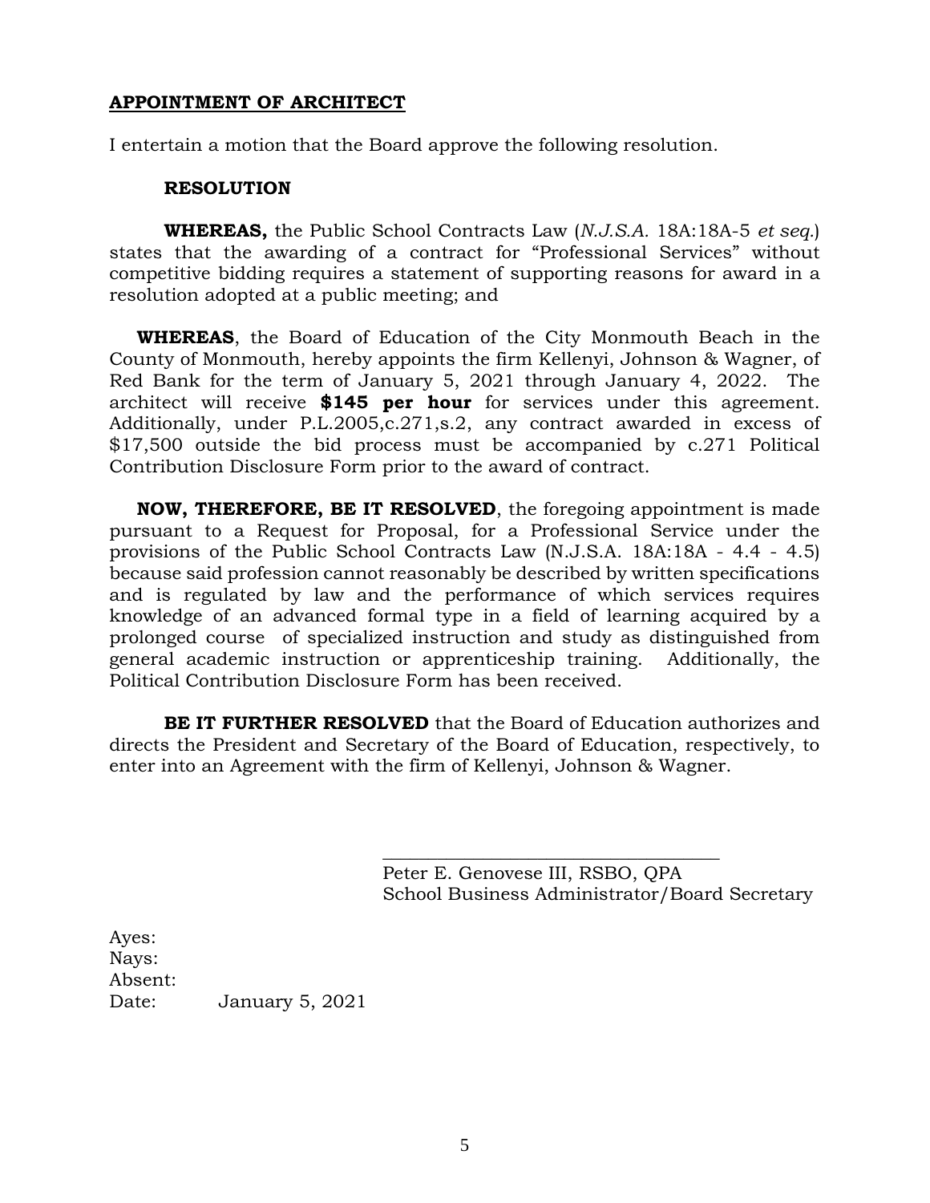## APPOINTMENT OF ARCHITECT

I entertain a motion that the Board approve the following resolution.

### RESOLUTION

**WHEREAS,** the Public School Contracts Law (*N.J.S.A.* 18A:18A-5 *et seq.*) states that the awarding of a contract for "Professional Services" without competitive bidding requires a statement of supporting reasons for award in a resolution adopted at a public meeting; and

**WHEREAS**, the Board of Education of the City Monmouth Beach in the County of Monmouth, hereby appoints the firm Kellenyi, Johnson & Wagner, of Red Bank for the term of January 5, 2021 through January 4, 2022. The architect will receive **$145 per hour** for services under this agreement. Additionally, under P.L.2005,c.271,s.2, any contract awarded in excess of $17,500 outside the bid process must be accompanied by c.271 Political Contribution Disclosure Form prior to the award of contract.

**NOW, THEREFORE, BE IT RESOLVED**, the foregoing appointment is made pursuant to a Request for Proposal, for a Professional Service under the provisions of the Public School Contracts Law (N.J.S.A. 18A:18A - 4.4 - 4.5) because said profession cannot reasonably be described by written specifications and is regulated by law and the performance of which services requires knowledge of an advanced formal type in a field of learning acquired by a prolonged course of specialized instruction and study as distinguished from general academic instruction or apprenticeship training. Additionally, the Political Contribution Disclosure Form has been received.

**BE IT FURTHER RESOLVED** that the Board of Education authorizes and directs the President and Secretary of the Board of Education, respectively, to enter into an Agreement with the firm of Kellenyi, Johnson & Wagner.

\_\_\_\_\_\_\_\_\_\_\_\_\_\_\_\_\_\_\_\_\_\_\_\_\_\_\_\_\_\_\_\_\_\_\_\_\_\_
Peter E. Genovese III, RSBO, QPA
School Business Administrator/Board Secretary

Ayes:
Nays:
Absent:
Date: January 5, 2021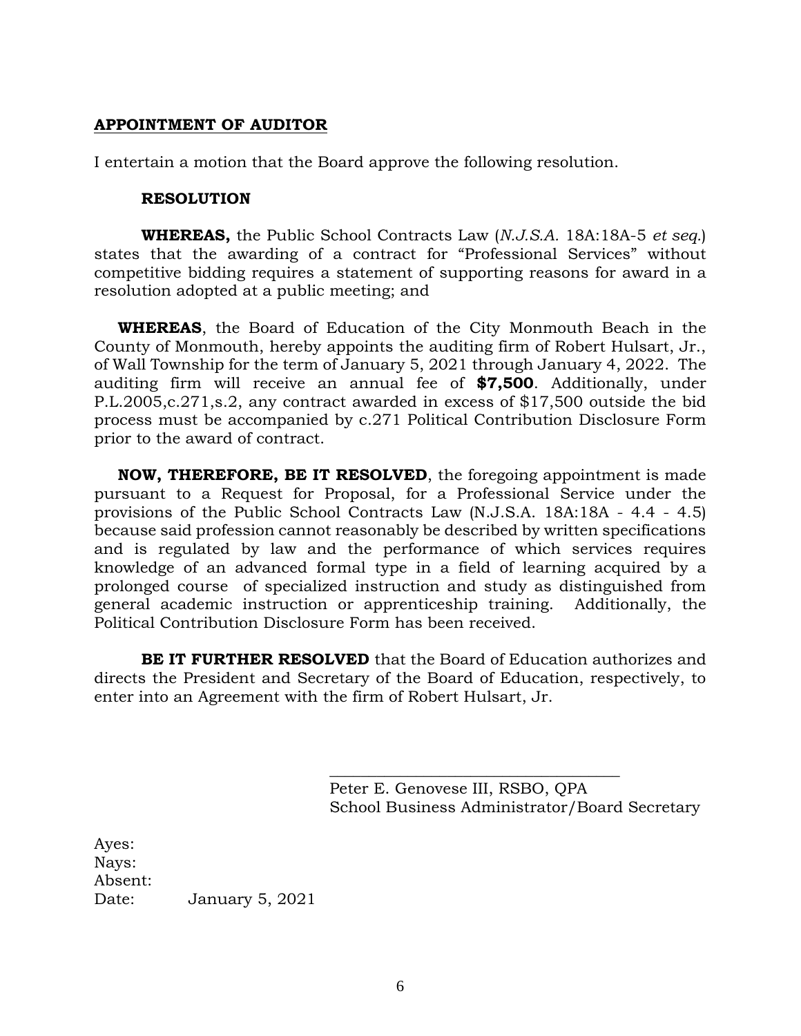**APPOINTMENT OF AUDITOR**

I entertain a motion that the Board approve the following resolution.

**RESOLUTION**

**WHEREAS,** the Public School Contracts Law (*N.J.S.A.* 18A:18A-5 *et seq.*) states that the awarding of a contract for "Professional Services" without competitive bidding requires a statement of supporting reasons for award in a resolution adopted at a public meeting; and

**WHEREAS**, the Board of Education of the City Monmouth Beach in the County of Monmouth, hereby appoints the auditing firm of Robert Hulsart, Jr., of Wall Township for the term of January 5, 2021 through January 4, 2022. The auditing firm will receive an annual fee of **$7,500**. Additionally, under P.L.2005,c.271,s.2, any contract awarded in excess of $17,500 outside the bid process must be accompanied by c.271 Political Contribution Disclosure Form prior to the award of contract.

**NOW, THEREFORE, BE IT RESOLVED**, the foregoing appointment is made pursuant to a Request for Proposal, for a Professional Service under the provisions of the Public School Contracts Law (N.J.S.A. 18A:18A - 4.4 - 4.5) because said profession cannot reasonably be described by written specifications and is regulated by law and the performance of which services requires knowledge of an advanced formal type in a field of learning acquired by a prolonged course of specialized instruction and study as distinguished from general academic instruction or apprenticeship training. Additionally, the Political Contribution Disclosure Form has been received.

**BE IT FURTHER RESOLVED** that the Board of Education authorizes and directs the President and Secretary of the Board of Education, respectively, to enter into an Agreement with the firm of Robert Hulsart, Jr.

\_\_\_\_\_\_\_\_\_\_\_\_\_\_\_\_\_\_\_\_\_\_\_\_\_\_\_\_\_\_\_\_\_\_\_\_
Peter E. Genovese III, RSBO, QPA
School Business Administrator/Board Secretary

Ayes:
Nays:
Absent:
Date: January 5, 2021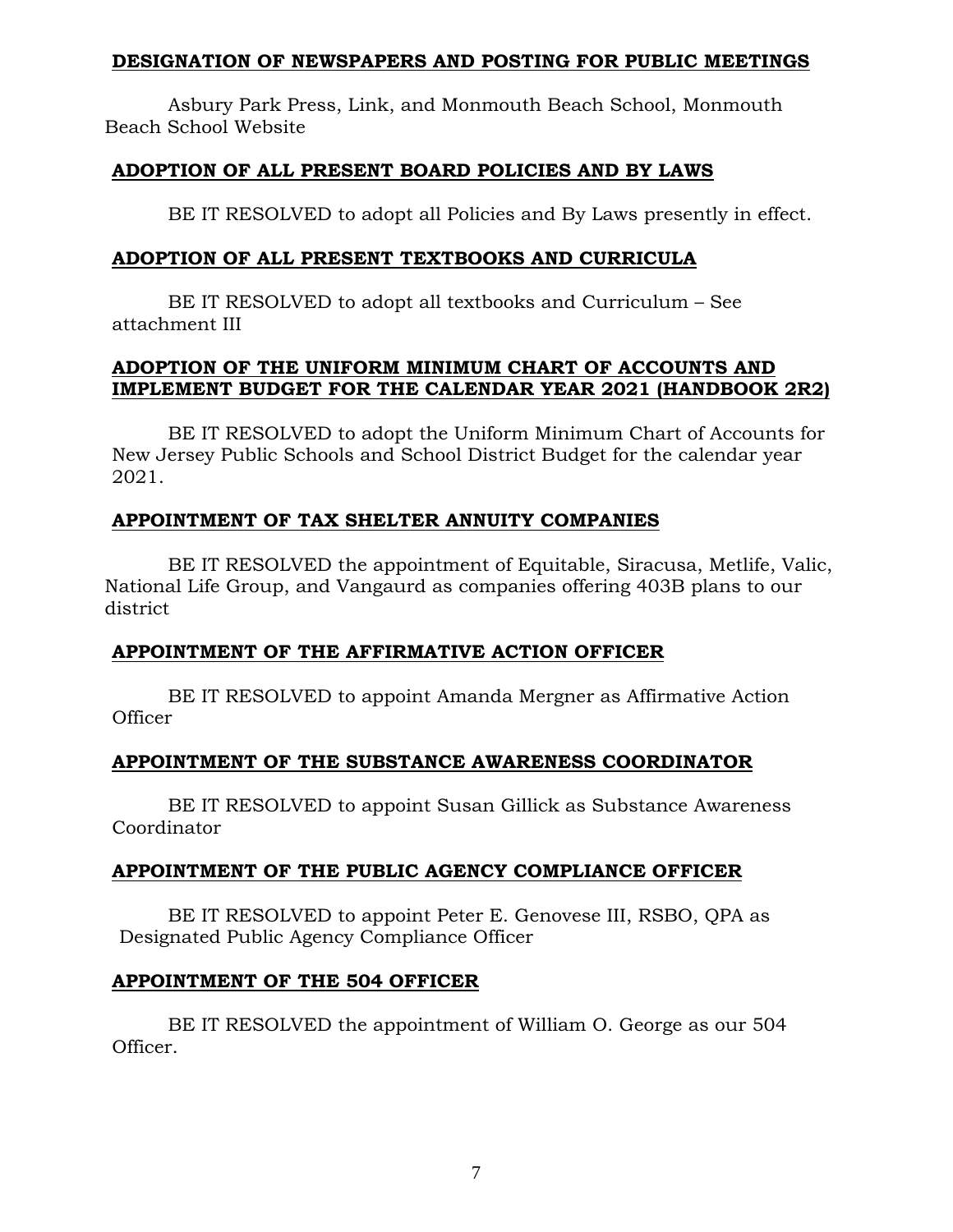**DESIGNATION OF NEWSPAPERS AND POSTING FOR PUBLIC MEETINGS**

Asbury Park Press, Link, and Monmouth Beach School, Monmouth Beach School Website

**ADOPTION OF ALL PRESENT BOARD POLICIES AND BY LAWS**

BE IT RESOLVED to adopt all Policies and By Laws presently in effect.

**ADOPTION OF ALL PRESENT TEXTBOOKS AND CURRICULA**

BE IT RESOLVED to adopt all textbooks and Curriculum – See attachment III

**ADOPTION OF THE UNIFORM MINIMUM CHART OF ACCOUNTS AND IMPLEMENT BUDGET FOR THE CALENDAR YEAR 2021 (HANDBOOK 2R2)**

BE IT RESOLVED to adopt the Uniform Minimum Chart of Accounts for New Jersey Public Schools and School District Budget for the calendar year 2021.

**APPOINTMENT OF TAX SHELTER ANNUITY COMPANIES**

BE IT RESOLVED the appointment of Equitable, Siracusa, Metlife, Valic, National Life Group, and Vangaurd as companies offering 403B plans to our district

**APPOINTMENT OF THE AFFIRMATIVE ACTION OFFICER**

BE IT RESOLVED to appoint Amanda Mergner as Affirmative Action Officer

**APPOINTMENT OF THE SUBSTANCE AWARENESS COORDINATOR**

BE IT RESOLVED to appoint Susan Gillick as Substance Awareness Coordinator

**APPOINTMENT OF THE PUBLIC AGENCY COMPLIANCE OFFICER**

BE IT RESOLVED to appoint Peter E. Genovese III, RSBO, QPA as Designated Public Agency Compliance Officer

**APPOINTMENT OF THE 504 OFFICER**

BE IT RESOLVED the appointment of William O. George as our 504 Officer.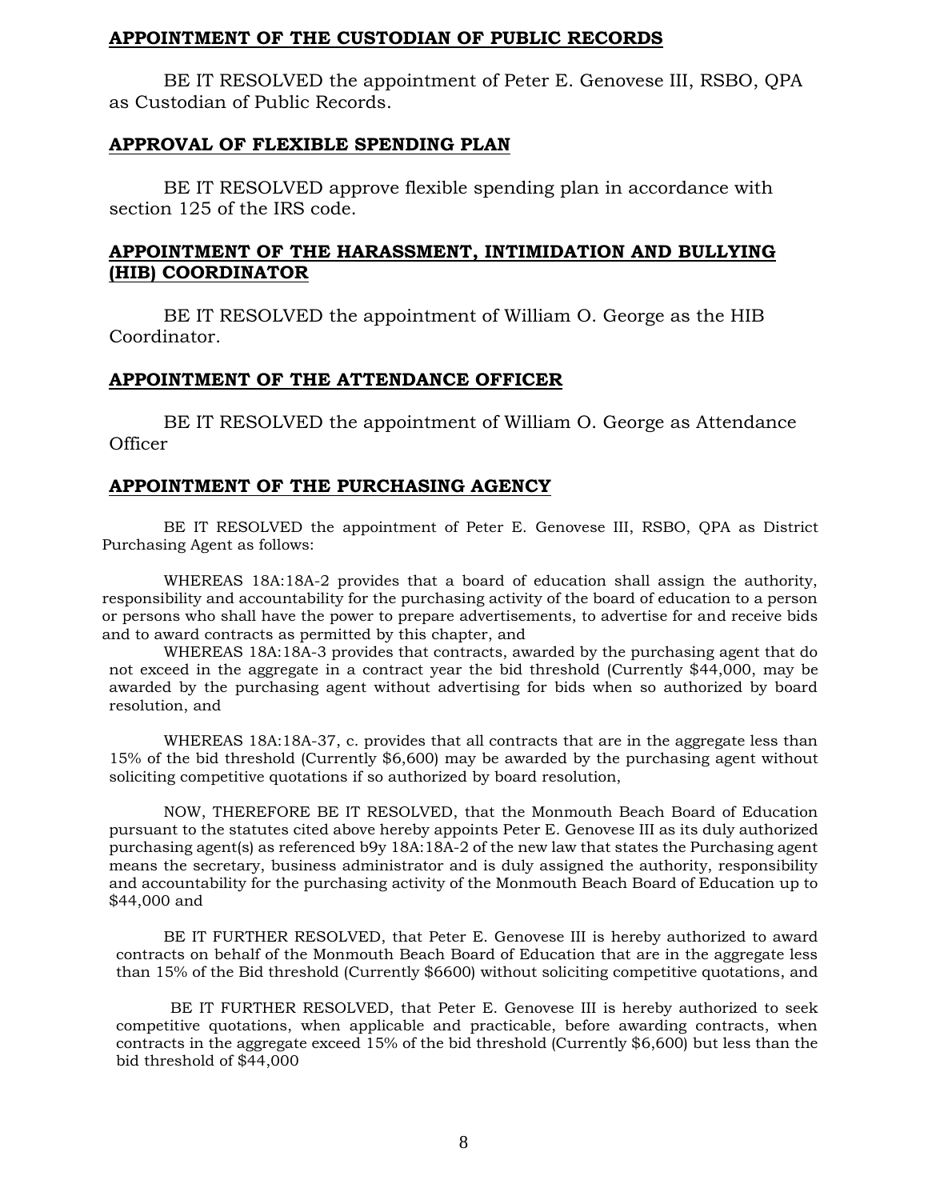**APPOINTMENT OF THE CUSTODIAN OF PUBLIC RECORDS**

BE IT RESOLVED the appointment of Peter E. Genovese III, RSBO, QPA as Custodian of Public Records.

**APPROVAL OF FLEXIBLE SPENDING PLAN**

BE IT RESOLVED approve flexible spending plan in accordance with section 125 of the IRS code.

**APPOINTMENT OF THE HARASSMENT, INTIMIDATION AND BULLYING (HIB) COORDINATOR**

BE IT RESOLVED the appointment of William O. George as the HIB Coordinator.

**APPOINTMENT OF THE ATTENDANCE OFFICER**

BE IT RESOLVED the appointment of William O. George as Attendance Officer

**APPOINTMENT OF THE PURCHASING AGENCY**

BE IT RESOLVED the appointment of Peter E. Genovese III, RSBO, QPA as District Purchasing Agent as follows:

WHEREAS 18A:18A-2 provides that a board of education shall assign the authority, responsibility and accountability for the purchasing activity of the board of education to a person or persons who shall have the power to prepare advertisements, to advertise for and receive bids and to award contracts as permitted by this chapter, and

WHEREAS 18A:18A-3 provides that contracts, awarded by the purchasing agent that do not exceed in the aggregate in a contract year the bid threshold (Currently $44,000, may be awarded by the purchasing agent without advertising for bids when so authorized by board resolution, and

WHEREAS 18A:18A-37, c. provides that all contracts that are in the aggregate less than 15% of the bid threshold (Currently $6,600) may be awarded by the purchasing agent without soliciting competitive quotations if so authorized by board resolution,

NOW, THEREFORE BE IT RESOLVED, that the Monmouth Beach Board of Education pursuant to the statutes cited above hereby appoints Peter E. Genovese III as its duly authorized purchasing agent(s) as referenced b9y 18A:18A-2 of the new law that states the Purchasing agent means the secretary, business administrator and is duly assigned the authority, responsibility and accountability for the purchasing activity of the Monmouth Beach Board of Education up to $44,000 and

BE IT FURTHER RESOLVED, that Peter E. Genovese III is hereby authorized to award contracts on behalf of the Monmouth Beach Board of Education that are in the aggregate less than 15% of the Bid threshold (Currently $6600) without soliciting competitive quotations, and

BE IT FURTHER RESOLVED, that Peter E. Genovese III is hereby authorized to seek competitive quotations, when applicable and practicable, before awarding contracts, when contracts in the aggregate exceed 15% of the bid threshold (Currently $6,600) but less than the bid threshold of $44,000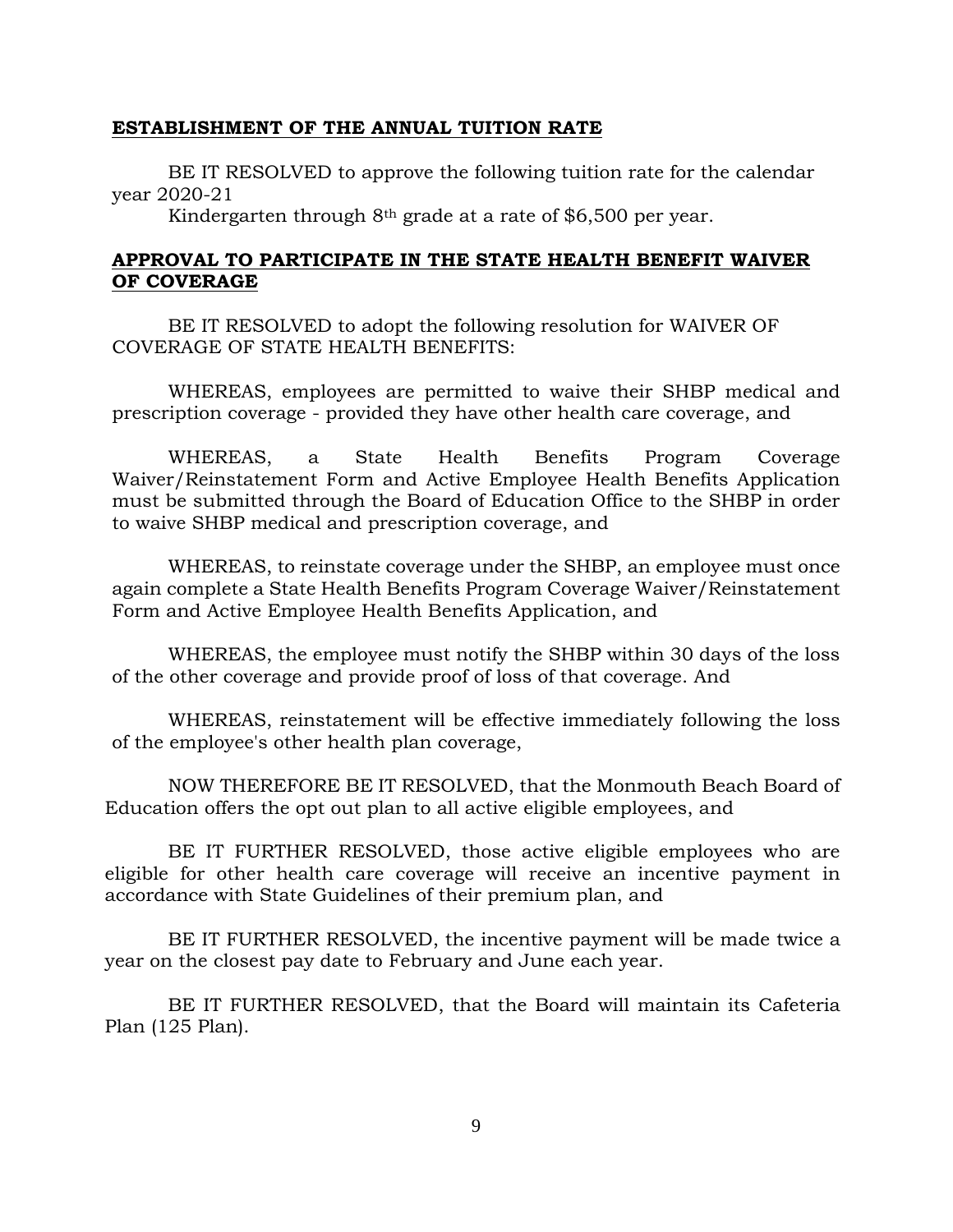## ESTABLISHMENT OF THE ANNUAL TUITION RATE

BE IT RESOLVED to approve the following tuition rate for the calendar year 2020-21

Kindergarten through 8th grade at a rate of $6,500 per year.

## APPROVAL TO PARTICIPATE IN THE STATE HEALTH BENEFIT WAIVER OF COVERAGE

BE IT RESOLVED to adopt the following resolution for WAIVER OF COVERAGE OF STATE HEALTH BENEFITS:

WHEREAS, employees are permitted to waive their SHBP medical and prescription coverage - provided they have other health care coverage, and

WHEREAS, a State Health Benefits Program Coverage Waiver/Reinstatement Form and Active Employee Health Benefits Application must be submitted through the Board of Education Office to the SHBP in order to waive SHBP medical and prescription coverage, and

WHEREAS, to reinstate coverage under the SHBP, an employee must once again complete a State Health Benefits Program Coverage Waiver/Reinstatement Form and Active Employee Health Benefits Application, and

WHEREAS, the employee must notify the SHBP within 30 days of the loss of the other coverage and provide proof of loss of that coverage. And

WHEREAS, reinstatement will be effective immediately following the loss of the employee's other health plan coverage,

NOW THEREFORE BE IT RESOLVED, that the Monmouth Beach Board of Education offers the opt out plan to all active eligible employees, and

BE IT FURTHER RESOLVED, those active eligible employees who are eligible for other health care coverage will receive an incentive payment in accordance with State Guidelines of their premium plan, and

BE IT FURTHER RESOLVED, the incentive payment will be made twice a year on the closest pay date to February and June each year.

BE IT FURTHER RESOLVED, that the Board will maintain its Cafeteria Plan (125 Plan).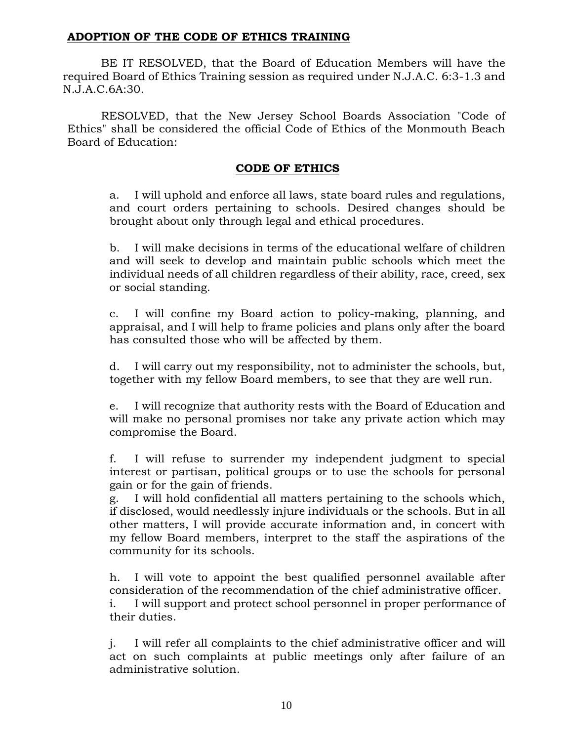**ADOPTION OF THE CODE OF ETHICS TRAINING**

BE IT RESOLVED, that the Board of Education Members will have the required Board of Ethics Training session as required under N.J.A.C. 6:3-1.3 and N.J.A.C.6A:30.

RESOLVED, that the New Jersey School Boards Association "Code of Ethics" shall be considered the official Code of Ethics of the Monmouth Beach Board of Education:

**CODE OF ETHICS**

a. I will uphold and enforce all laws, state board rules and regulations, and court orders pertaining to schools. Desired changes should be brought about only through legal and ethical procedures.

b. I will make decisions in terms of the educational welfare of children and will seek to develop and maintain public schools which meet the individual needs of all children regardless of their ability, race, creed, sex or social standing.

c. I will confine my Board action to policy-making, planning, and appraisal, and I will help to frame policies and plans only after the board has consulted those who will be affected by them.

d. I will carry out my responsibility, not to administer the schools, but, together with my fellow Board members, to see that they are well run.

e. I will recognize that authority rests with the Board of Education and will make no personal promises nor take any private action which may compromise the Board.

f. I will refuse to surrender my independent judgment to special interest or partisan, political groups or to use the schools for personal gain or for the gain of friends.

g. I will hold confidential all matters pertaining to the schools which, if disclosed, would needlessly injure individuals or the schools. But in all other matters, I will provide accurate information and, in concert with my fellow Board members, interpret to the staff the aspirations of the community for its schools.

h. I will vote to appoint the best qualified personnel available after consideration of the recommendation of the chief administrative officer.

i. I will support and protect school personnel in proper performance of their duties.

j. I will refer all complaints to the chief administrative officer and will act on such complaints at public meetings only after failure of an administrative solution.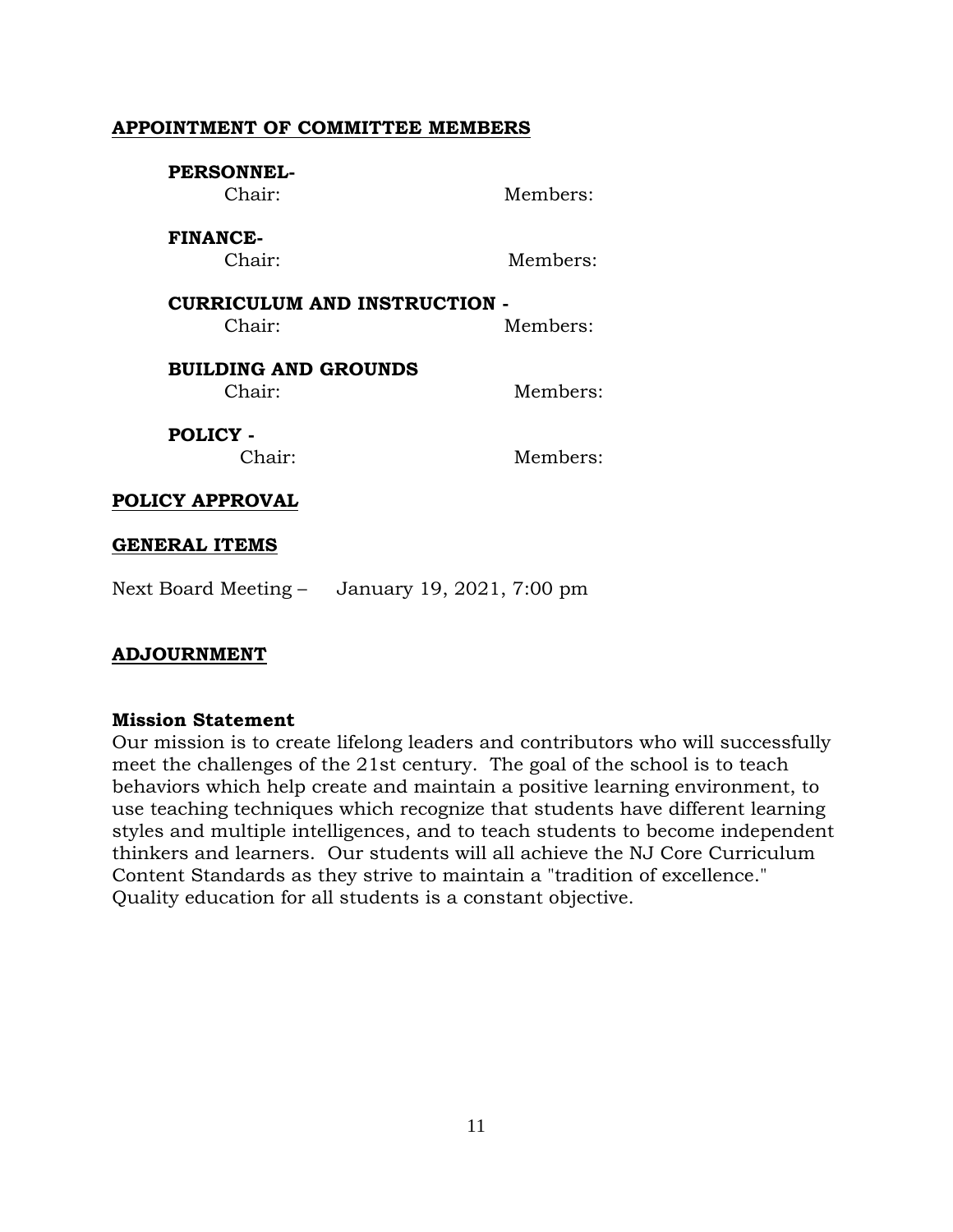**APPOINTMENT OF COMMITTEE MEMBERS**

**PERSONNEL-**
Chair: Members:

**FINANCE-**
Chair: Members:

**CURRICULUM AND INSTRUCTION -**
Chair: Members:

**BUILDING AND GROUNDS**
Chair: Members:

**POLICY -**
Chair: Members:

**POLICY APPROVAL**

**GENERAL ITEMS**

Next Board Meeting – January 19, 2021, 7:00 pm

**ADJOURNMENT**

**Mission Statement**
Our mission is to create lifelong leaders and contributors who will successfully meet the challenges of the 21st century. The goal of the school is to teach behaviors which help create and maintain a positive learning environment, to use teaching techniques which recognize that students have different learning styles and multiple intelligences, and to teach students to become independent thinkers and learners. Our students will all achieve the NJ Core Curriculum Content Standards as they strive to maintain a "tradition of excellence." Quality education for all students is a constant objective.